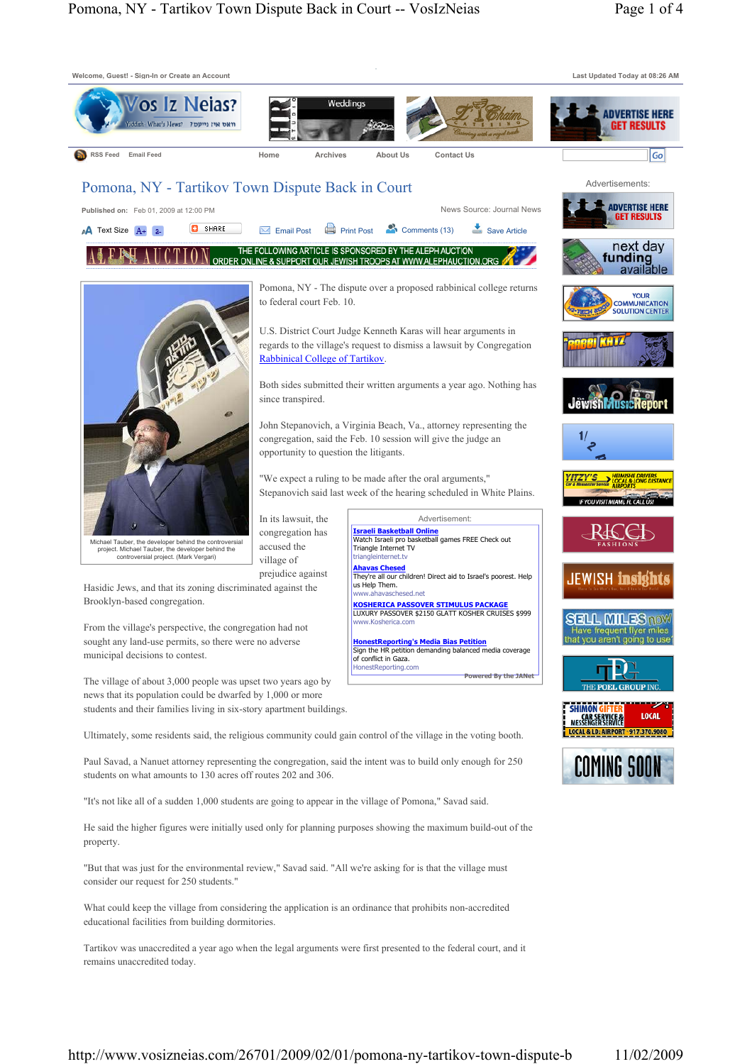Welcome, Guest! - Sign-In or Create an Account

Last Updated Today at 08:26 AM

RSS Feed Email Feed | Home | Archives | About Us | Contact Us

# Pomona, NY - Tartikov Town Dispute Back in Court

**Published on:** Feb 01, 2009 at 12:00 PM

News Source: Journal News

Text Size | SHARE | Email Post | Print Post | Comments (13) | Save Article

THE FOLLOWING ARTICLE IS SPONSORED BY THE ALEPH AUCTION
ORDER ONLINE & SUPPORT OUR JEWISH TROOPS AT WWW.ALEPHAUCTION.ORG

Michael Tauber, the developer behind the controversial project. Michael Tauber, the developer behind the controversial project. (Mark Vergari)

Pomona, NY - The dispute over a proposed rabbinical college returns to federal court Feb. 10.

U.S. District Court Judge Kenneth Karas will hear arguments in regards to the village's request to dismiss a lawsuit by Congregation Rabbinical College of Tartikov.

Both sides submitted their written arguments a year ago. Nothing has since transpired.

John Stepanovich, a Virginia Beach, Va., attorney representing the congregation, said the Feb. 10 session will give the judge an opportunity to question the litigants.

"We expect a ruling to be made after the oral arguments," Stepanovich said last week of the hearing scheduled in White Plains.

In its lawsuit, the congregation has accused the village of prejudice against Hasidic Jews, and that its zoning discriminated against the Brooklyn-based congregation.

From the village's perspective, the congregation had not sought any land-use permits, so there were no adverse municipal decisions to contest.

The village of about 3,000 people was upset two years ago by news that its population could be dwarfed by 1,000 or more students and their families living in six-story apartment buildings.

Ultimately, some residents said, the religious community could gain control of the village in the voting booth.

Paul Savad, a Nanuet attorney representing the congregation, said the intent was to build only enough for 250 students on what amounts to 130 acres off routes 202 and 306.

"It's not like all of a sudden 1,000 students are going to appear in the village of Pomona," Savad said.

He said the higher figures were initially used only for planning purposes showing the maximum build-out of the property.

"But that was just for the environmental review," Savad said. "All we're asking for is that the village must consider our request for 250 students."

What could keep the village from considering the application is an ordinance that prohibits non-accredited educational facilities from building dormitories.

Tartikov was unaccredited a year ago when the legal arguments were first presented to the federal court, and it remains unaccredited today.

Advertisement:

**Israeli Basketball Online**
Watch Israeli pro basketball games FREE Check out Triangle Internet TV
triangleinternet.tv

**Ahavas Chesed**
They're all our children! Direct aid to Israel's poorest. Help us Help Them.
www.ahavaschesed.net

**KOSHERICA PASSOVER STIMULUS PACKAGE**
LUXURY PASSOVER $2150 GLATT KOSHER CRUISES $999
www.Kosherica.com

**HonestReporting's Media Bias Petition**
Sign the HR petition demanding balanced media coverage of conflict in Gaza.
HonestReporting.com

Powered By the JANet

Advertisements: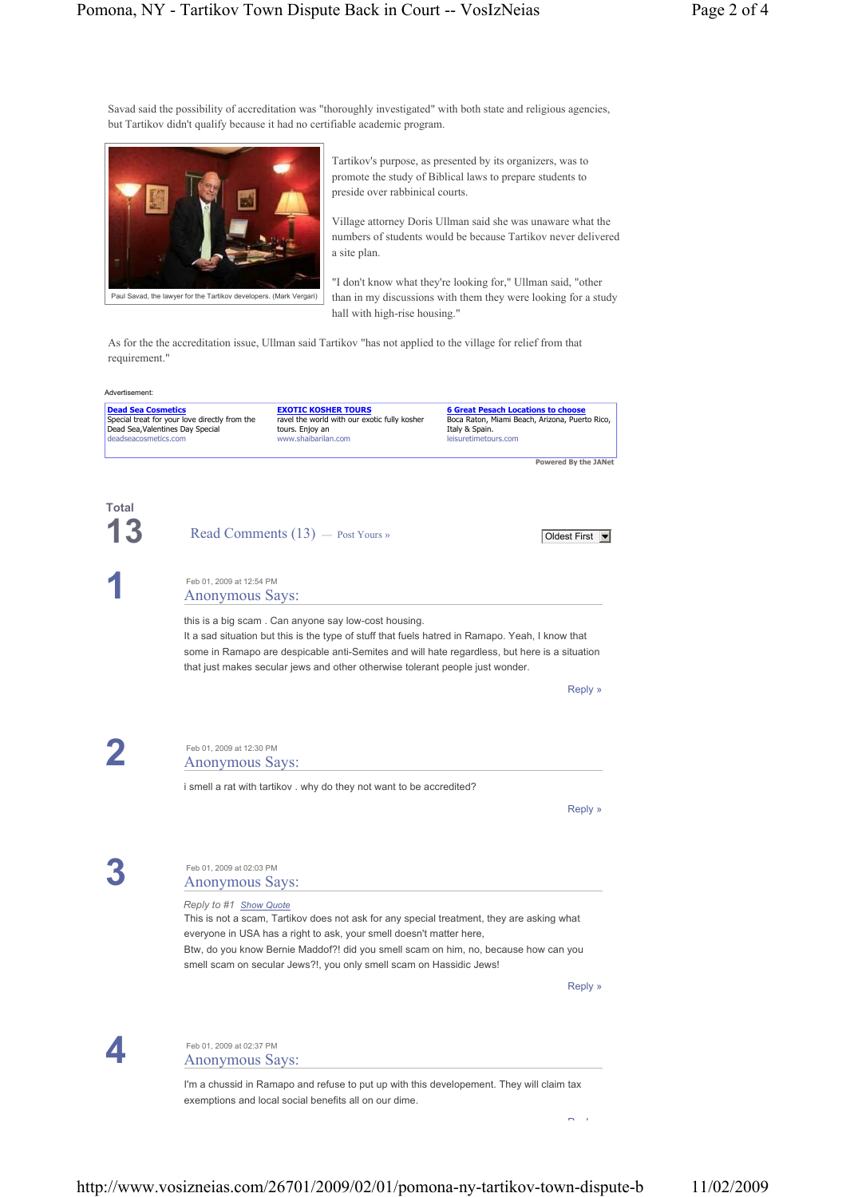Savad said the possibility of accreditation was "thoroughly investigated" with both state and religious agencies, but Tartikov didn't qualify because it had no certifiable academic program.

Paul Savad, the lawyer for the Tartikov developers. (Mark Vergari)

Tartikov's purpose, as presented by its organizers, was to promote the study of Biblical laws to prepare students to preside over rabbinical courts.

Village attorney Doris Ullman said she was unaware what the numbers of students would be because Tartikov never delivered a site plan.

"I don't know what they're looking for," Ullman said, "other than in my discussions with them they were looking for a study hall with high-rise housing."

As for the the accreditation issue, Ullman said Tartikov "has not applied to the village for relief from that requirement."

Advertisement:

| **Dead Sea Cosmetics** | **EXOTIC KOSHER TOURS** | **6 Great Pesach Locations to choose** |
|---|---|---|
| Special treat for your love directly from the Dead Sea,Valentines Day Special | ravel the world with our exotic fully kosher tours. Enjoy an | Boca Raton, Miami Beach, Arizona, Puerto Rico, Italy & Spain. |
| deadseacosmetics.com | www.shaibarilan.com | leisuretimetours.com |

Powered By the JANet

Total
13

Read Comments (13) — Post Yours »

Oldest First

**1**

Feb 01, 2009 at 12:54 PM
Anonymous Says:

this is a big scam . Can anyone say low-cost housing.
It a sad situation but this is the type of stuff that fuels hatred in Ramapo. Yeah, I know that some in Ramapo are despicable anti-Semites and will hate regardless, but here is a situation that just makes secular jews and other otherwise tolerant people just wonder.

Reply »

**2**

Feb 01, 2009 at 12:30 PM
Anonymous Says:

i smell a rat with tartikov . why do they not want to be accredited?

Reply »

**3**

Feb 01, 2009 at 02:03 PM
Anonymous Says:

*Reply to #1* Show Quote
This is not a scam, Tartikov does not ask for any special treatment, they are asking what everyone in USA has a right to ask, your smell doesn't matter here,
Btw, do you know Bernie Maddof?! did you smell scam on him, no, because how can you smell scam on secular Jews?!, you only smell scam on Hassidic Jews!

Reply »

**4**

Feb 01, 2009 at 02:37 PM
Anonymous Says:

I'm a chussid in Ramapo and refuse to put up with this developement. They will claim tax exemptions and local social benefits all on our dime.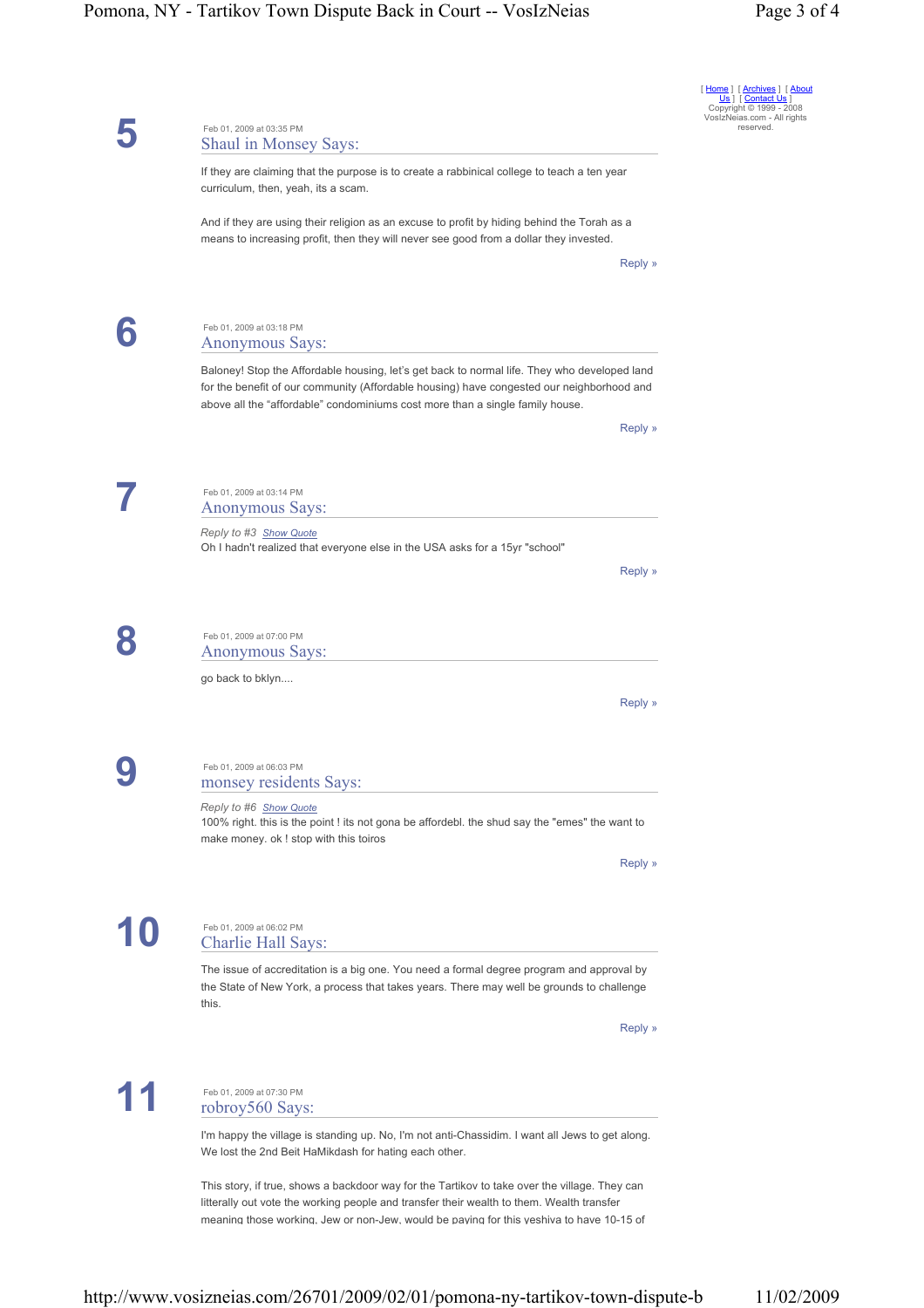[ Home ] [ Archives ] [ About Us ] [ Contact Us ]
Copyright © 1999 - 2008 VosIzNeias.com - All rights reserved.

**5**

Feb 01, 2009 at 03:35 PM

### Shaul in Monsey Says:

If they are claiming that the purpose is to create a rabbinical college to teach a ten year curriculum, then, yeah, its a scam.

And if they are using their religion as an excuse to profit by hiding behind the Torah as a means to increasing profit, then they will never see good from a dollar they invested.

Reply »

**6**

Feb 01, 2009 at 03:18 PM

### Anonymous Says:

Baloney! Stop the Affordable housing, let's get back to normal life. They who developed land for the benefit of our community (Affordable housing) have congested our neighborhood and above all the "affordable" condominiums cost more than a single family house.

Reply »

**7**

Feb 01, 2009 at 03:14 PM

### Anonymous Says:

*Reply to #3* Show Quote

Oh I hadn't realized that everyone else in the USA asks for a 15yr "school"

Reply »

**8**

Feb 01, 2009 at 07:00 PM

### Anonymous Says:

go back to bklyn....

Reply »

**9**

Feb 01, 2009 at 06:03 PM

### monsey residents Says:

*Reply to #6* Show Quote

100% right. this is the point ! its not gona be affordebl. the shud say the "emes" the want to make money. ok ! stop with this toiros

Reply »

**10**

Feb 01, 2009 at 06:02 PM

### Charlie Hall Says:

The issue of accreditation is a big one. You need a formal degree program and approval by the State of New York, a process that takes years. There may well be grounds to challenge this.

Reply »

**11**

Feb 01, 2009 at 07:30 PM

### robroy560 Says:

I'm happy the village is standing up. No, I'm not anti-Chassidim. I want all Jews to get along. We lost the 2nd Beit HaMikdash for hating each other.

This story, if true, shows a backdoor way for the Tartikov to take over the village. They can litterally out vote the working people and transfer their wealth to them. Wealth transfer meaning those working, Jew or non-Jew, would be paying for this yeshiva to have 10-15 of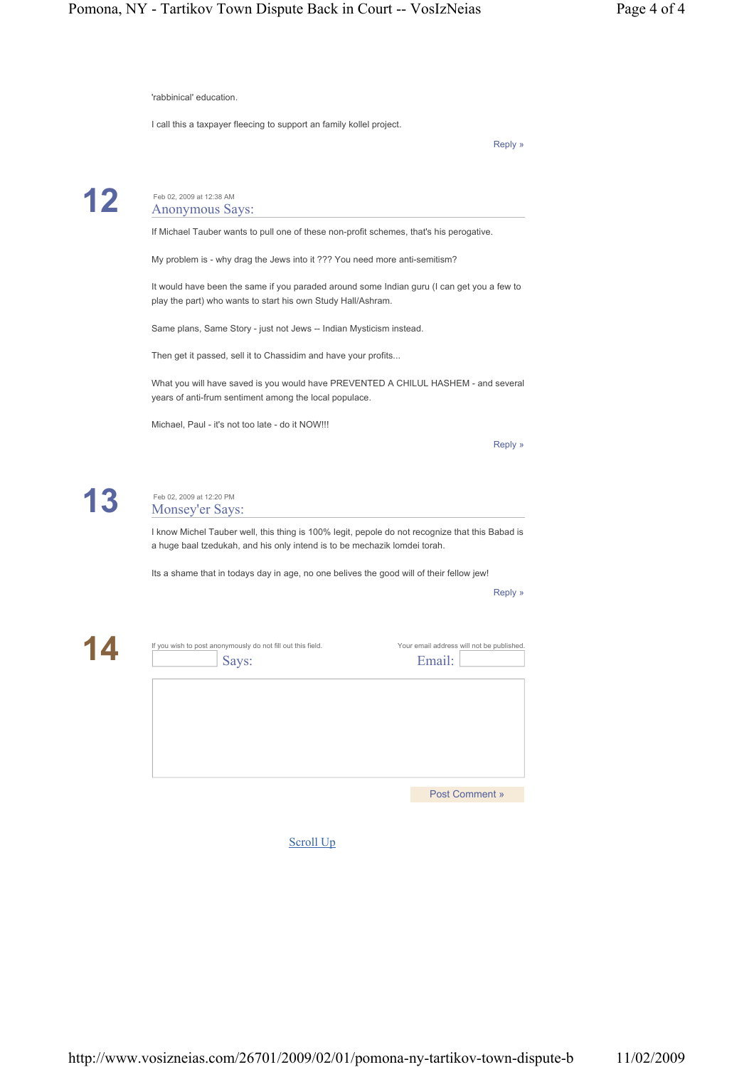'rabbinical' education.

I call this a taxpayer fleecing to support an family kollel project.

Reply »

**12**

Feb 02, 2009 at 12:38 AM

### Anonymous Says:

If Michael Tauber wants to pull one of these non-profit schemes, that's his perogative.

My problem is - why drag the Jews into it ??? You need more anti-semitism?

It would have been the same if you paraded around some Indian guru (I can get you a few to play the part) who wants to start his own Study Hall/Ashram.

Same plans, Same Story - just not Jews -- Indian Mysticism instead.

Then get it passed, sell it to Chassidim and have your profits...

What you will have saved is you would have PREVENTED A CHILUL HASHEM - and several years of anti-frum sentiment among the local populace.

Michael, Paul - it's not too late - do it NOW!!!

Reply »

**13**

Feb 02, 2009 at 12:20 PM

### Monsey'er Says:

I know Michel Tauber well, this thing is 100% legit, pepole do not recognize that this Babad is a huge baal tzedukah, and his only intend is to be mechazik lomdei torah.

Its a shame that in todays day in age, no one belives the good will of their fellow jew!

Reply »

**14**

If you wish to post anonymously do not fill out this field.

Says:

Your email address will not be published.

Email:

Post Comment »

Scroll Up